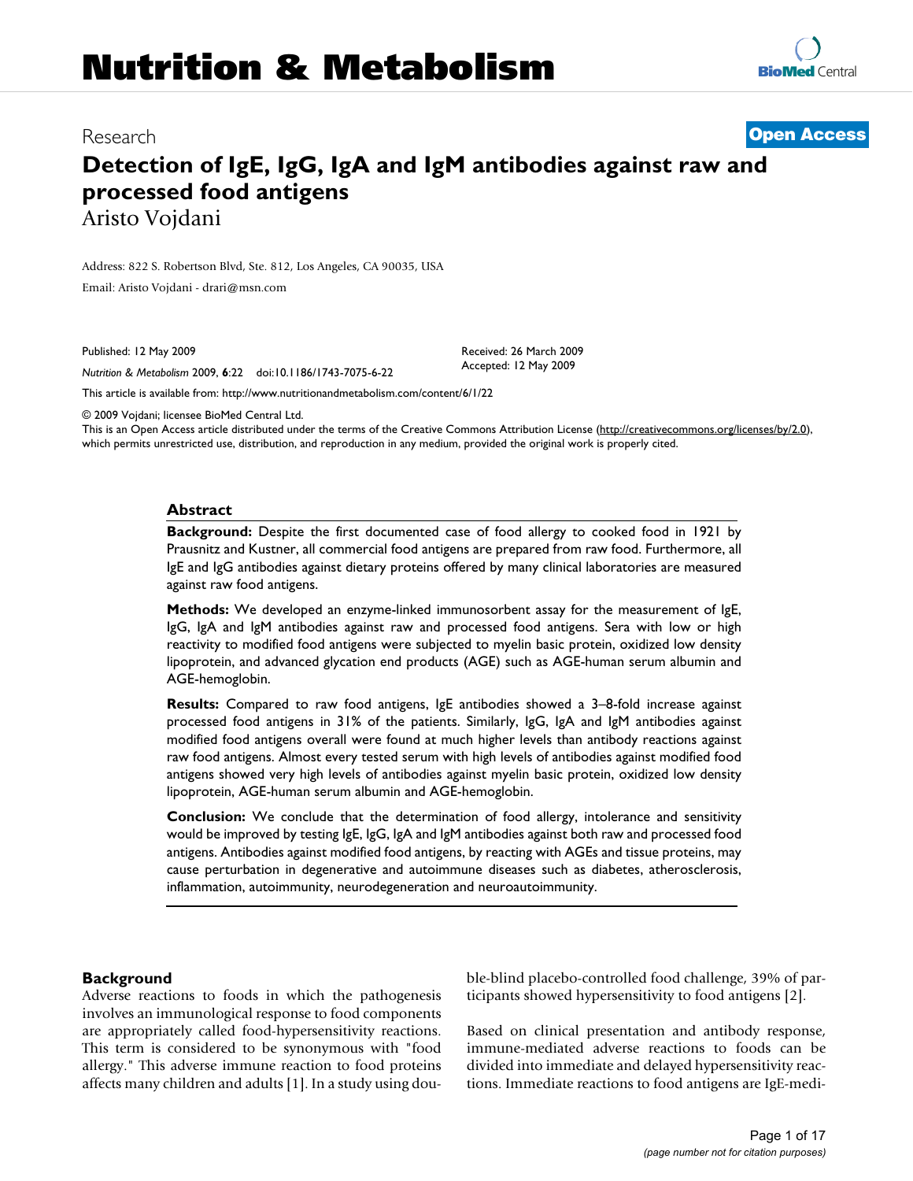Research

**Open Access**

# Detection of IgE, IgG, IgA and IgM antibodies against raw and processed food antigens

Aristo Vojdani

Address: 822 S. Robertson Blvd, Ste. 812, Los Angeles, CA 90035, USA

Email: Aristo Vojdani - drari@msn.com

Published: 12 May 2009

*Nutrition & Metabolism* 2009, **6**:22 doi:10.1186/1743-7075-6-22

Received: 26 March 2009
Accepted: 12 May 2009

This article is available from: http://www.nutritionandmetabolism.com/content/6/1/22

© 2009 Vojdani; licensee BioMed Central Ltd.

This is an Open Access article distributed under the terms of the Creative Commons Attribution License (http://creativecommons.org/licenses/by/2.0), which permits unrestricted use, distribution, and reproduction in any medium, provided the original work is properly cited.

## Abstract

**Background:** Despite the first documented case of food allergy to cooked food in 1921 by Prausnitz and Kustner, all commercial food antigens are prepared from raw food. Furthermore, all IgE and IgG antibodies against dietary proteins offered by many clinical laboratories are measured against raw food antigens.

**Methods:** We developed an enzyme-linked immunosorbent assay for the measurement of IgE, IgG, IgA and IgM antibodies against raw and processed food antigens. Sera with low or high reactivity to modified food antigens were subjected to myelin basic protein, oxidized low density lipoprotein, and advanced glycation end products (AGE) such as AGE-human serum albumin and AGE-hemoglobin.

**Results:** Compared to raw food antigens, IgE antibodies showed a 3–8-fold increase against processed food antigens in 31% of the patients. Similarly, IgG, IgA and IgM antibodies against modified food antigens overall were found at much higher levels than antibody reactions against raw food antigens. Almost every tested serum with high levels of antibodies against modified food antigens showed very high levels of antibodies against myelin basic protein, oxidized low density lipoprotein, AGE-human serum albumin and AGE-hemoglobin.

**Conclusion:** We conclude that the determination of food allergy, intolerance and sensitivity would be improved by testing IgE, IgG, IgA and IgM antibodies against both raw and processed food antigens. Antibodies against modified food antigens, by reacting with AGEs and tissue proteins, may cause perturbation in degenerative and autoimmune diseases such as diabetes, atherosclerosis, inflammation, autoimmunity, neurodegeneration and neuroautoimmunity.

## Background

Adverse reactions to foods in which the pathogenesis involves an immunological response to food components are appropriately called food-hypersensitivity reactions. This term is considered to be synonymous with "food allergy." This adverse immune reaction to food proteins affects many children and adults [1]. In a study using double-blind placebo-controlled food challenge, 39% of participants showed hypersensitivity to food antigens [2].

Based on clinical presentation and antibody response, immune-mediated adverse reactions to foods can be divided into immediate and delayed hypersensitivity reactions. Immediate reactions to food antigens are IgE-medi-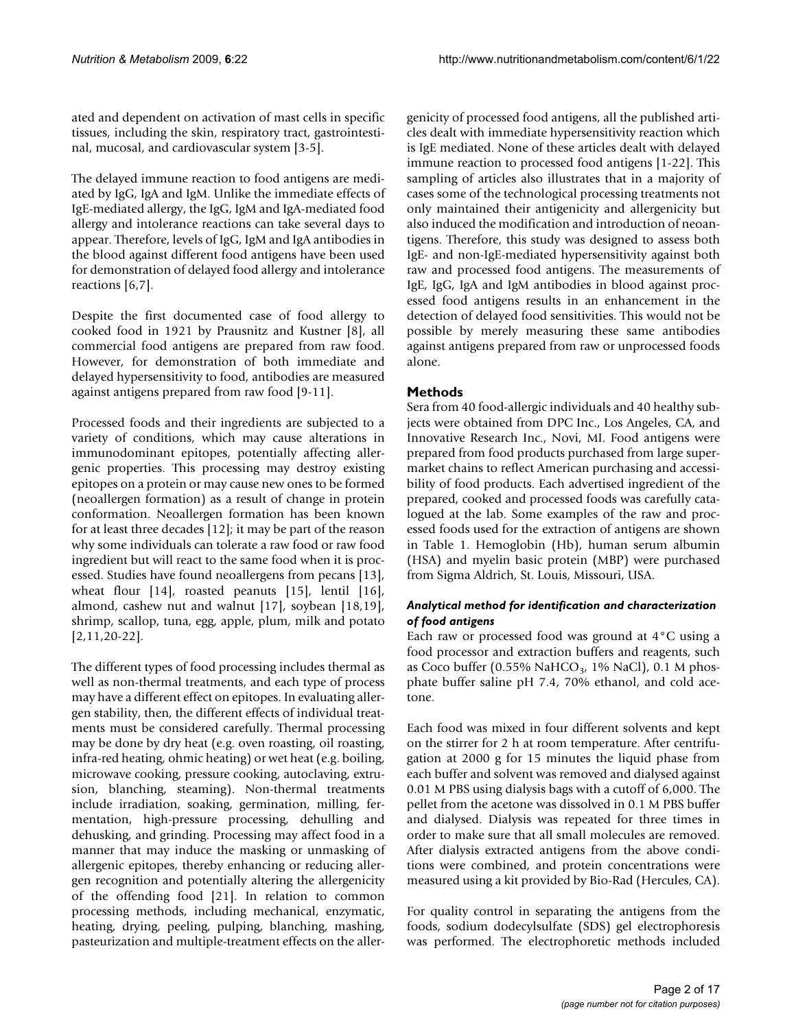ated and dependent on activation of mast cells in specific tissues, including the skin, respiratory tract, gastrointestinal, mucosal, and cardiovascular system [3-5].

The delayed immune reaction to food antigens are mediated by IgG, IgA and IgM. Unlike the immediate effects of IgE-mediated allergy, the IgG, IgM and IgA-mediated food allergy and intolerance reactions can take several days to appear. Therefore, levels of IgG, IgM and IgA antibodies in the blood against different food antigens have been used for demonstration of delayed food allergy and intolerance reactions [6,7].

Despite the first documented case of food allergy to cooked food in 1921 by Prausnitz and Kustner [8], all commercial food antigens are prepared from raw food. However, for demonstration of both immediate and delayed hypersensitivity to food, antibodies are measured against antigens prepared from raw food [9-11].

Processed foods and their ingredients are subjected to a variety of conditions, which may cause alterations in immunodominant epitopes, potentially affecting allergenic properties. This processing may destroy existing epitopes on a protein or may cause new ones to be formed (neoallergen formation) as a result of change in protein conformation. Neoallergen formation has been known for at least three decades [12]; it may be part of the reason why some individuals can tolerate a raw food or raw food ingredient but will react to the same food when it is processed. Studies have found neoallergens from pecans [13], wheat flour [14], roasted peanuts [15], lentil [16], almond, cashew nut and walnut [17], soybean [18,19], shrimp, scallop, tuna, egg, apple, plum, milk and potato [2,11,20-22].

The different types of food processing includes thermal as well as non-thermal treatments, and each type of process may have a different effect on epitopes. In evaluating allergen stability, then, the different effects of individual treatments must be considered carefully. Thermal processing may be done by dry heat (e.g. oven roasting, oil roasting, infra-red heating, ohmic heating) or wet heat (e.g. boiling, microwave cooking, pressure cooking, autoclaving, extrusion, blanching, steaming). Non-thermal treatments include irradiation, soaking, germination, milling, fermentation, high-pressure processing, dehulling and dehusking, and grinding. Processing may affect food in a manner that may induce the masking or unmasking of allergenic epitopes, thereby enhancing or reducing allergen recognition and potentially altering the allergenicity of the offending food [21]. In relation to common processing methods, including mechanical, enzymatic, heating, drying, peeling, pulping, blanching, mashing, pasteurization and multiple-treatment effects on the allergenicity of processed food antigens, all the published articles dealt with immediate hypersensitivity reaction which is IgE mediated. None of these articles dealt with delayed immune reaction to processed food antigens [1-22]. This sampling of articles also illustrates that in a majority of cases some of the technological processing treatments not only maintained their antigenicity and allergenicity but also induced the modification and introduction of neoantigens. Therefore, this study was designed to assess both IgE- and non-IgE-mediated hypersensitivity against both raw and processed food antigens. The measurements of IgE, IgG, IgA and IgM antibodies in blood against processed food antigens results in an enhancement in the detection of delayed food sensitivities. This would not be possible by merely measuring these same antibodies against antigens prepared from raw or unprocessed foods alone.

## Methods

Sera from 40 food-allergic individuals and 40 healthy subjects were obtained from DPC Inc., Los Angeles, CA, and Innovative Research Inc., Novi, MI. Food antigens were prepared from food products purchased from large supermarket chains to reflect American purchasing and accessibility of food products. Each advertised ingredient of the prepared, cooked and processed foods was carefully catalogued at the lab. Some examples of the raw and processed foods used for the extraction of antigens are shown in Table 1. Hemoglobin (Hb), human serum albumin (HSA) and myelin basic protein (MBP) were purchased from Sigma Aldrich, St. Louis, Missouri, USA.

### *Analytical method for identification and characterization of food antigens*

Each raw or processed food was ground at 4°C using a food processor and extraction buffers and reagents, such as Coco buffer (0.55% $NaHCO_3$, 1% NaCl), 0.1 M phosphate buffer saline pH 7.4, 70% ethanol, and cold acetone.

Each food was mixed in four different solvents and kept on the stirrer for 2 h at room temperature. After centrifugation at 2000 g for 15 minutes the liquid phase from each buffer and solvent was removed and dialysed against 0.01 M PBS using dialysis bags with a cutoff of 6,000. The pellet from the acetone was dissolved in 0.1 M PBS buffer and dialysed. Dialysis was repeated for three times in order to make sure that all small molecules are removed. After dialysis extracted antigens from the above conditions were combined, and protein concentrations were measured using a kit provided by Bio-Rad (Hercules, CA).

For quality control in separating the antigens from the foods, sodium dodecylsulfate (SDS) gel electrophoresis was performed. The electrophoretic methods included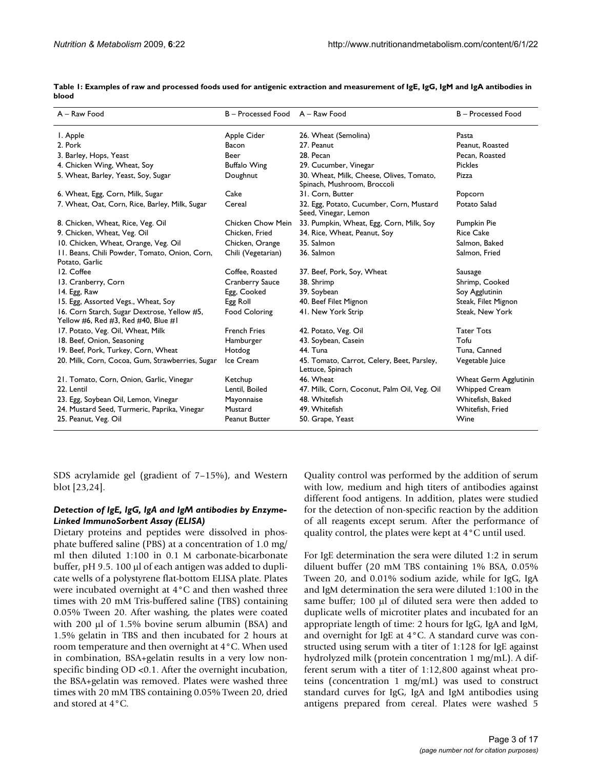**Table 1: Examples of raw and processed foods used for antigenic extraction and measurement of IgE, IgG, IgM and IgA antibodies in blood**

| A – Raw Food | B – Processed Food | A – Raw Food | B – Processed Food |
|---|---|---|---|
| 1. Apple | Apple Cider | 26. Wheat (Semolina) | Pasta |
| 2. Pork | Bacon | 27. Peanut | Peanut, Roasted |
| 3. Barley, Hops, Yeast | Beer | 28. Pecan | Pecan, Roasted |
| 4. Chicken Wing, Wheat, Soy | Buffalo Wing | 29. Cucumber, Vinegar | Pickles |
| 5. Wheat, Barley, Yeast, Soy, Sugar | Doughnut | 30. Wheat, Milk, Cheese, Olives, Tomato, Spinach, Mushroom, Broccoli | Pizza |
| 6. Wheat, Egg, Corn, Milk, Sugar | Cake | 31. Corn, Butter | Popcorn |
| 7. Wheat, Oat, Corn, Rice, Barley, Milk, Sugar | Cereal | 32. Egg, Potato, Cucumber, Corn, Mustard Seed, Vinegar, Lemon | Potato Salad |
| 8. Chicken, Wheat, Rice, Veg. Oil | Chicken Chow Mein | 33. Pumpkin, Wheat, Egg, Corn, Milk, Soy | Pumpkin Pie |
| 9. Chicken, Wheat, Veg. Oil | Chicken, Fried | 34. Rice, Wheat, Peanut, Soy | Rice Cake |
| 10. Chicken, Wheat, Orange, Veg. Oil | Chicken, Orange | 35. Salmon | Salmon, Baked |
| 11. Beans, Chili Powder, Tomato, Onion, Corn, Potato, Garlic | Chili (Vegetarian) | 36. Salmon | Salmon, Fried |
| 12. Coffee | Coffee, Roasted | 37. Beef, Pork, Soy, Wheat | Sausage |
| 13. Cranberry, Corn | Cranberry Sauce | 38. Shrimp | Shrimp, Cooked |
| 14. Egg, Raw | Egg, Cooked | 39. Soybean | Soy Agglutinin |
| 15. Egg, Assorted Vegs., Wheat, Soy | Egg Roll | 40. Beef Filet Mignon | Steak, Filet Mignon |
| 16. Corn Starch, Sugar Dextrose, Yellow #5, Yellow #6, Red #3, Red #40, Blue #1 | Food Coloring | 41. New York Strip | Steak, New York |
| 17. Potato, Veg. Oil, Wheat, Milk | French Fries | 42. Potato, Veg. Oil | Tater Tots |
| 18. Beef, Onion, Seasoning | Hamburger | 43. Soybean, Casein | Tofu |
| 19. Beef, Pork, Turkey, Corn, Wheat | Hotdog | 44. Tuna | Tuna, Canned |
| 20. Milk, Corn, Cocoa, Gum, Strawberries, Sugar | Ice Cream | 45. Tomato, Carrot, Celery, Beet, Parsley, Lettuce, Spinach | Vegetable Juice |
| 21. Tomato, Corn, Onion, Garlic, Vinegar | Ketchup | 46. Wheat | Wheat Germ Agglutinin |
| 22. Lentil | Lentil, Boiled | 47. Milk, Corn, Coconut, Palm Oil, Veg. Oil | Whipped Cream |
| 23. Egg, Soybean Oil, Lemon, Vinegar | Mayonnaise | 48. Whitefish | Whitefish, Baked |
| 24. Mustard Seed, Turmeric, Paprika, Vinegar | Mustard | 49. Whitefish | Whitefish, Fried |
| 25. Peanut, Veg. Oil | Peanut Butter | 50. Grape, Yeast | Wine |

SDS acrylamide gel (gradient of 7–15%), and Western blot [23,24].

### *Detection of IgE, IgG, IgA and IgM antibodies by Enzyme-Linked ImmunoSorbent Assay (ELISA)*

Dietary proteins and peptides were dissolved in phosphate buffered saline (PBS) at a concentration of 1.0 mg/ml then diluted 1:100 in 0.1 M carbonate-bicarbonate buffer, pH 9.5. 100 μl of each antigen was added to duplicate wells of a polystyrene flat-bottom ELISA plate. Plates were incubated overnight at 4°C and then washed three times with 20 mM Tris-buffered saline (TBS) containing 0.05% Tween 20. After washing, the plates were coated with 200 μl of 1.5% bovine serum albumin (BSA) and 1.5% gelatin in TBS and then incubated for 2 hours at room temperature and then overnight at 4°C. When used in combination, BSA+gelatin results in a very low non-specific binding OD <0.1. After the overnight incubation, the BSA+gelatin was removed. Plates were washed three times with 20 mM TBS containing 0.05% Tween 20, dried and stored at 4°C.

Quality control was performed by the addition of serum with low, medium and high titers of antibodies against different food antigens. In addition, plates were studied for the detection of non-specific reaction by the addition of all reagents except serum. After the performance of quality control, the plates were kept at 4°C until used.

For IgE determination the sera were diluted 1:2 in serum diluent buffer (20 mM TBS containing 1% BSA, 0.05% Tween 20, and 0.01% sodium azide, while for IgG, IgA and IgM determination the sera were diluted 1:100 in the same buffer; 100 μl of diluted sera were then added to duplicate wells of microtiter plates and incubated for an appropriate length of time: 2 hours for IgG, IgA and IgM, and overnight for IgE at 4°C. A standard curve was constructed using serum with a titer of 1:128 for IgE against hydrolyzed milk (protein concentration 1 mg/mL). A different serum with a titer of 1:12,800 against wheat proteins (concentration 1 mg/mL) was used to construct standard curves for IgG, IgA and IgM antibodies using antigens prepared from cereal. Plates were washed 5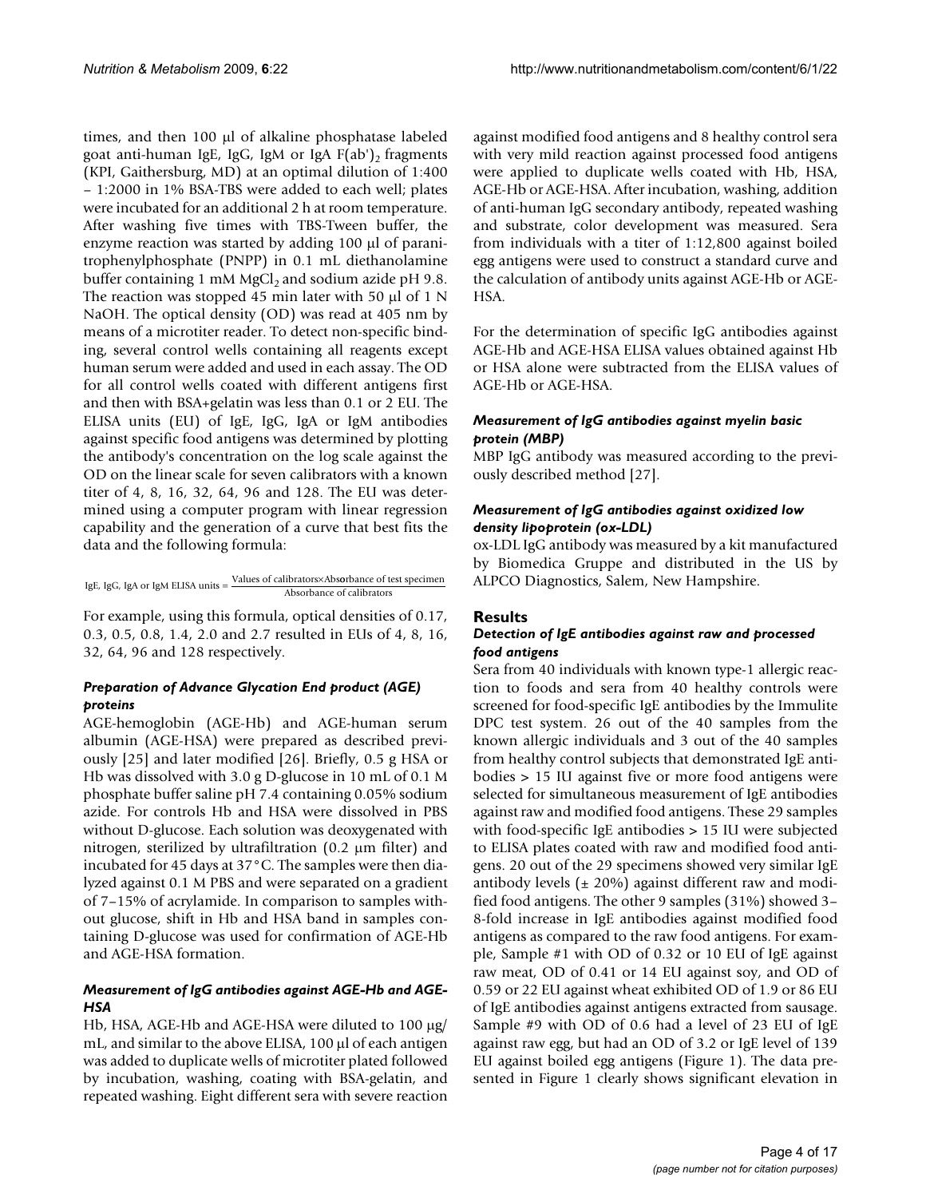times, and then 100 μl of alkaline phosphatase labeled goat anti-human IgE, IgG, IgM or IgA $F(ab')_2$ fragments (KPI, Gaithersburg, MD) at an optimal dilution of 1:400 – 1:2000 in 1% BSA-TBS were added to each well; plates were incubated for an additional 2 h at room temperature. After washing five times with TBS-Tween buffer, the enzyme reaction was started by adding 100 μl of paranitrophenylphosphate (PNPP) in 0.1 mL diethanolamine buffer containing 1 mM $MgCl_2$ and sodium azide pH 9.8. The reaction was stopped 45 min later with 50 μl of 1 N NaOH. The optical density (OD) was read at 405 nm by means of a microtiter reader. To detect non-specific binding, several control wells containing all reagents except human serum were added and used in each assay. The OD for all control wells coated with different antigens first and then with BSA+gelatin was less than 0.1 or 2 EU. The ELISA units (EU) of IgE, IgG, IgA or IgM antibodies against specific food antigens was determined by plotting the antibody's concentration on the log scale against the OD on the linear scale for seven calibrators with a known titer of 4, 8, 16, 32, 64, 96 and 128. The EU was determined using a computer program with linear regression capability and the generation of a curve that best fits the data and the following formula:

$$\text{IgE, IgG, IgA or IgM ELISA units} = \frac{\text{Values of calibrators} \times \text{Absorbance of test specimen}}{\text{Absorbance of calibrators}}$$

For example, using this formula, optical densities of 0.17, 0.3, 0.5, 0.8, 1.4, 2.0 and 2.7 resulted in EUs of 4, 8, 16, 32, 64, 96 and 128 respectively.

### *Preparation of Advance Glycation End product (AGE) proteins*

AGE-hemoglobin (AGE-Hb) and AGE-human serum albumin (AGE-HSA) were prepared as described previously [25] and later modified [26]. Briefly, 0.5 g HSA or Hb was dissolved with 3.0 g D-glucose in 10 mL of 0.1 M phosphate buffer saline pH 7.4 containing 0.05% sodium azide. For controls Hb and HSA were dissolved in PBS without D-glucose. Each solution was deoxygenated with nitrogen, sterilized by ultrafiltration (0.2 μm filter) and incubated for 45 days at 37°C. The samples were then dialyzed against 0.1 M PBS and were separated on a gradient of 7–15% of acrylamide. In comparison to samples without glucose, shift in Hb and HSA band in samples containing D-glucose was used for confirmation of AGE-Hb and AGE-HSA formation.

### *Measurement of IgG antibodies against AGE-Hb and AGE-HSA*

Hb, HSA, AGE-Hb and AGE-HSA were diluted to 100 μg/mL, and similar to the above ELISA, 100 μl of each antigen was added to duplicate wells of microtiter plated followed by incubation, washing, coating with BSA-gelatin, and repeated washing. Eight different sera with severe reaction against modified food antigens and 8 healthy control sera with very mild reaction against processed food antigens were applied to duplicate wells coated with Hb, HSA, AGE-Hb or AGE-HSA. After incubation, washing, addition of anti-human IgG secondary antibody, repeated washing and substrate, color development was measured. Sera from individuals with a titer of 1:12,800 against boiled egg antigens were used to construct a standard curve and the calculation of antibody units against AGE-Hb or AGE-HSA.

For the determination of specific IgG antibodies against AGE-Hb and AGE-HSA ELISA values obtained against Hb or HSA alone were subtracted from the ELISA values of AGE-Hb or AGE-HSA.

### *Measurement of IgG antibodies against myelin basic protein (MBP)*

MBP IgG antibody was measured according to the previously described method [27].

### *Measurement of IgG antibodies against oxidized low density lipoprotein (ox-LDL)*

ox-LDL IgG antibody was measured by a kit manufactured by Biomedica Gruppe and distributed in the US by ALPCO Diagnostics, Salem, New Hampshire.

## Results

### *Detection of IgE antibodies against raw and processed food antigens*

Sera from 40 individuals with known type-1 allergic reaction to foods and sera from 40 healthy controls were screened for food-specific IgE antibodies by the Immulite DPC test system. 26 out of the 40 samples from the known allergic individuals and 3 out of the 40 samples from healthy control subjects that demonstrated IgE antibodies > 15 IU against five or more food antigens were selected for simultaneous measurement of IgE antibodies against raw and modified food antigens. These 29 samples with food-specific IgE antibodies > 15 IU were subjected to ELISA plates coated with raw and modified food antigens. 20 out of the 29 specimens showed very similar IgE antibody levels (± 20%) against different raw and modified food antigens. The other 9 samples (31%) showed 3–8-fold increase in IgE antibodies against modified food antigens as compared to the raw food antigens. For example, Sample #1 with OD of 0.32 or 10 EU of IgE against raw meat, OD of 0.41 or 14 EU against soy, and OD of 0.59 or 22 EU against wheat exhibited OD of 1.9 or 86 EU of IgE antibodies against antigens extracted from sausage. Sample #9 with OD of 0.6 had a level of 23 EU of IgE against raw egg, but had an OD of 3.2 or IgE level of 139 EU against boiled egg antigens (Figure 1). The data presented in Figure 1 clearly shows significant elevation in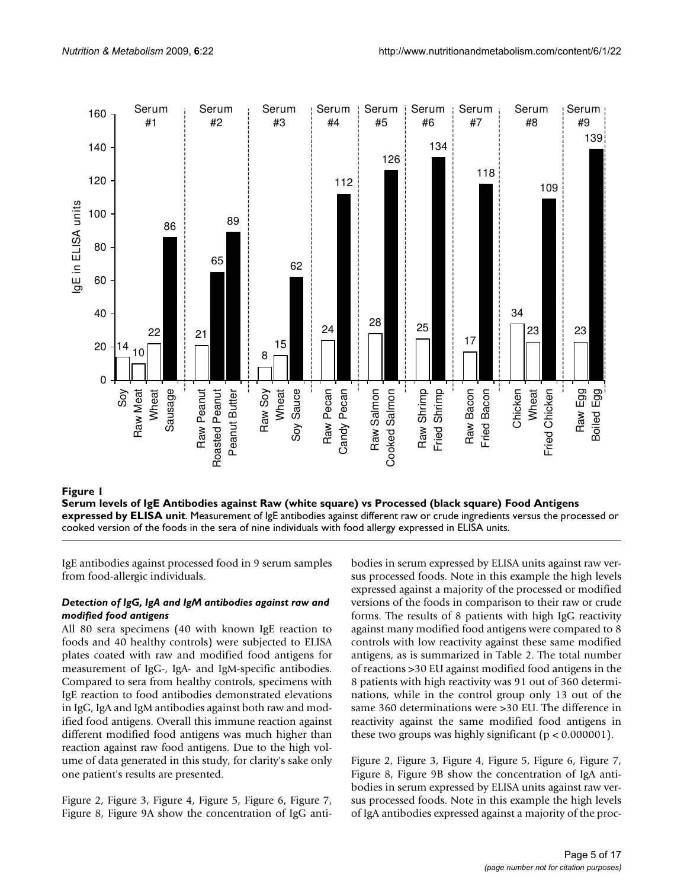**Figure 1**

**Serum levels of IgE Antibodies against Raw (white square) vs Processed (black square) Food Antigens expressed by ELISA unit**. Measurement of IgE antibodies against different raw or crude ingredients versus the processed or cooked version of the foods in the sera of nine individuals with food allergy expressed in ELISA units.

IgE antibodies against processed food in 9 serum samples from food-allergic individuals.

### *Detection of IgG, IgA and IgM antibodies against raw and modified food antigens*

All 80 sera specimens (40 with known IgE reaction to foods and 40 healthy controls) were subjected to ELISA plates coated with raw and modified food antigens for measurement of IgG-, IgA- and IgM-specific antibodies. Compared to sera from healthy controls, specimens with IgE reaction to food antibodies demonstrated elevations in IgG, IgA and IgM antibodies against both raw and modified food antigens. Overall this immune reaction against different modified food antigens was much higher than reaction against raw food antigens. Due to the high volume of data generated in this study, for clarity's sake only one patient's results are presented.

Figure 2, Figure 3, Figure 4, Figure 5, Figure 6, Figure 7, Figure 8, Figure 9A show the concentration of IgG antibodies in serum expressed by ELISA units against raw versus processed foods. Note in this example the high levels expressed against a majority of the processed or modified versions of the foods in comparison to their raw or crude forms. The results of 8 patients with high IgG reactivity against many modified food antigens were compared to 8 controls with low reactivity against these same modified antigens, as is summarized in Table 2. The total number of reactions >30 EU against modified food antigens in the 8 patients with high reactivity was 91 out of 360 determinations, while in the control group only 13 out of the same 360 determinations were >30 EU. The difference in reactivity against the same modified food antigens in these two groups was highly significant ($p < 0.000001$).

Figure 2, Figure 3, Figure 4, Figure 5, Figure 6, Figure 7, Figure 8, Figure 9B show the concentration of IgA antibodies in serum expressed by ELISA units against raw versus processed foods. Note in this example the high levels of IgA antibodies expressed against a majority of the proc-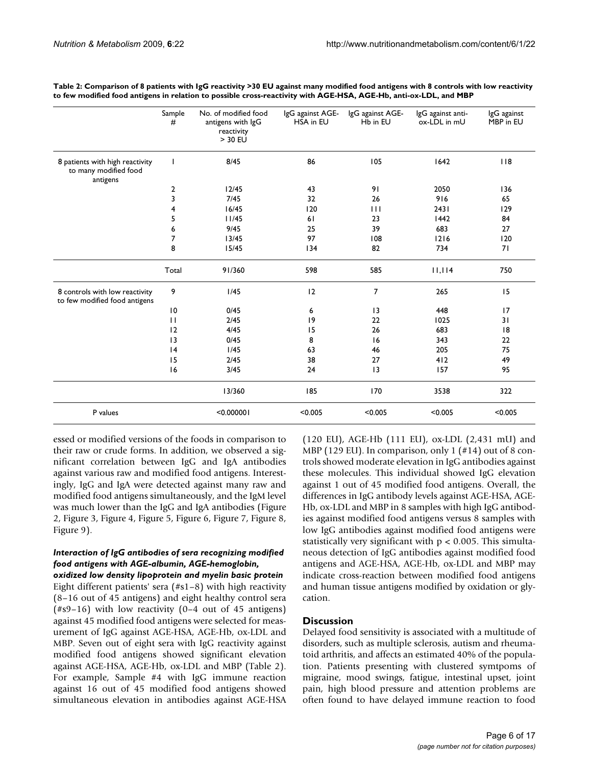**Table 2: Comparison of 8 patients with IgG reactivity >30 EU against many modified food antigens with 8 controls with low reactivity to few modified food antigens in relation to possible cross-reactivity with AGE-HSA, AGE-Hb, anti-ox-LDL, and MBP**

| | Sample # | No. of modified food antigens with IgG reactivity > 30 EU | IgG against AGE-HSA in EU | IgG against AGE-Hb in EU | IgG against anti-ox-LDL in mU | IgG against MBP in EU |
|---|---|---|---|---|---|---|
| 8 patients with high reactivity to many modified food antigens | 1 | 8/45 | 86 | 105 | 1642 | 118 |
| | 2 | 12/45 | 43 | 91 | 2050 | 136 |
| | 3 | 7/45 | 32 | 26 | 916 | 65 |
| | 4 | 16/45 | 120 | 111 | 2431 | 129 |
| | 5 | 11/45 | 61 | 23 | 1442 | 84 |
| | 6 | 9/45 | 25 | 39 | 683 | 27 |
| | 7 | 13/45 | 97 | 108 | 1216 | 120 |
| | 8 | 15/45 | 134 | 82 | 734 | 71 |
| | Total | 91/360 | 598 | 585 | 11,114 | 750 |
| 8 controls with low reactivity to few modified food antigens | 9 | 1/45 | 12 | 7 | 265 | 15 |
| | 10 | 0/45 | 6 | 13 | 448 | 17 |
| | 11 | 2/45 | 19 | 22 | 1025 | 31 |
| | 12 | 4/45 | 15 | 26 | 683 | 18 |
| | 13 | 0/45 | 8 | 16 | 343 | 22 |
| | 14 | 1/45 | 63 | 46 | 205 | 75 |
| | 15 | 2/45 | 38 | 27 | 412 | 49 |
| | 16 | 3/45 | 24 | 13 | 157 | 95 |
| | | 13/360 | 185 | 170 | 3538 | 322 |
| P values | | <0.000001 | <0.005 | <0.005 | <0.005 | <0.005 |

essed or modified versions of the foods in comparison to their raw or crude forms. In addition, we observed a significant correlation between IgG and IgA antibodies against various raw and modified food antigens. Interestingly, IgG and IgA were detected against many raw and modified food antigens simultaneously, and the IgM level was much lower than the IgG and IgA antibodies (Figure 2, Figure 3, Figure 4, Figure 5, Figure 6, Figure 7, Figure 8, Figure 9).

### *Interaction of IgG antibodies of sera recognizing modified food antigens with AGE-albumin, AGE-hemoglobin, oxidized low density lipoprotein and myelin basic protein*

Eight different patients' sera (#s1–8) with high reactivity (8–16 out of 45 antigens) and eight healthy control sera (#s9–16) with low reactivity (0–4 out of 45 antigens) against 45 modified food antigens were selected for measurement of IgG against AGE-HSA, AGE-Hb, ox-LDL and MBP. Seven out of eight sera with IgG reactivity against modified food antigens showed significant elevation against AGE-HSA, AGE-Hb, ox-LDL and MBP (Table 2). For example, Sample #4 with IgG immune reaction against 16 out of 45 modified food antigens showed simultaneous elevation in antibodies against AGE-HSA (120 EU), AGE-Hb (111 EU), ox-LDL (2,431 mU) and MBP (129 EU). In comparison, only 1 (#14) out of 8 controls showed moderate elevation in IgG antibodies against these molecules. This individual showed IgG elevation against 1 out of 45 modified food antigens. Overall, the differences in IgG antibody levels against AGE-HSA, AGE-Hb, ox-LDL and MBP in 8 samples with high IgG antibodies against modified food antigens versus 8 samples with low IgG antibodies against modified food antigens were statistically very significant with $p < 0.005$. This simultaneous detection of IgG antibodies against modified food antigens and AGE-HSA, AGE-Hb, ox-LDL and MBP may indicate cross-reaction between modified food antigens and human tissue antigens modified by oxidation or glycation.

## Discussion

Delayed food sensitivity is associated with a multitude of disorders, such as multiple sclerosis, autism and rheumatoid arthritis, and affects an estimated 40% of the population. Patients presenting with clustered symtpoms of migraine, mood swings, fatigue, intestinal upset, joint pain, high blood pressure and attention problems are often found to have delayed immune reaction to food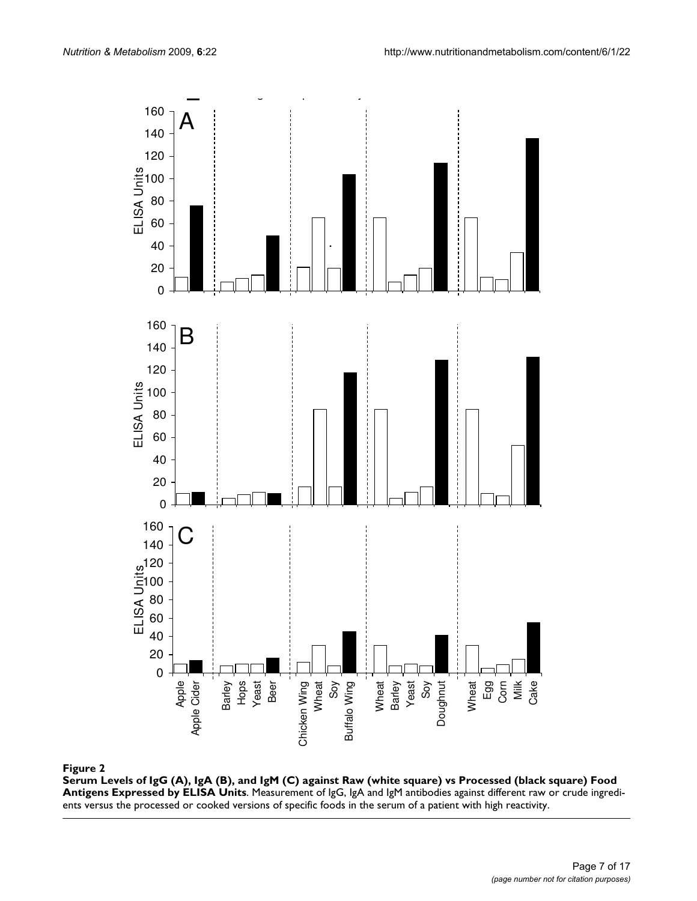**Figure 2**

**Serum Levels of IgG (A), IgA (B), and IgM (C) against Raw (white square) vs Processed (black square) Food Antigens Expressed by ELISA Units**. Measurement of IgG, IgA and IgM antibodies against different raw or crude ingredients versus the processed or cooked versions of specific foods in the serum of a patient with high reactivity.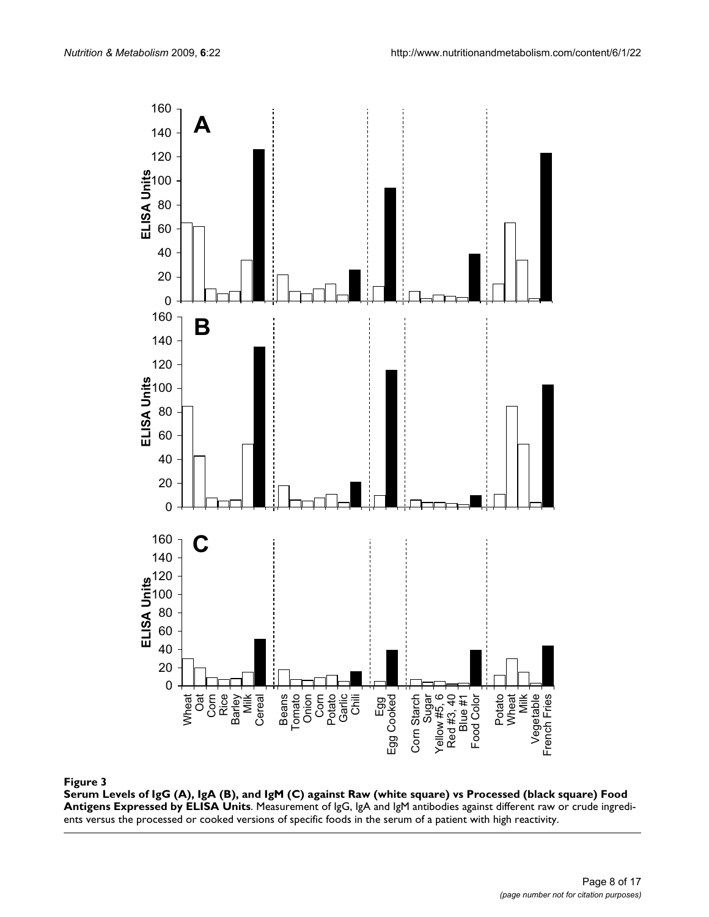**Figure 3**

**Serum Levels of IgG (A), IgA (B), and IgM (C) against Raw (white square) vs Processed (black square) Food Antigens Expressed by ELISA Units**. Measurement of IgG, IgA and IgM antibodies against different raw or crude ingredients versus the processed or cooked versions of specific foods in the serum of a patient with high reactivity.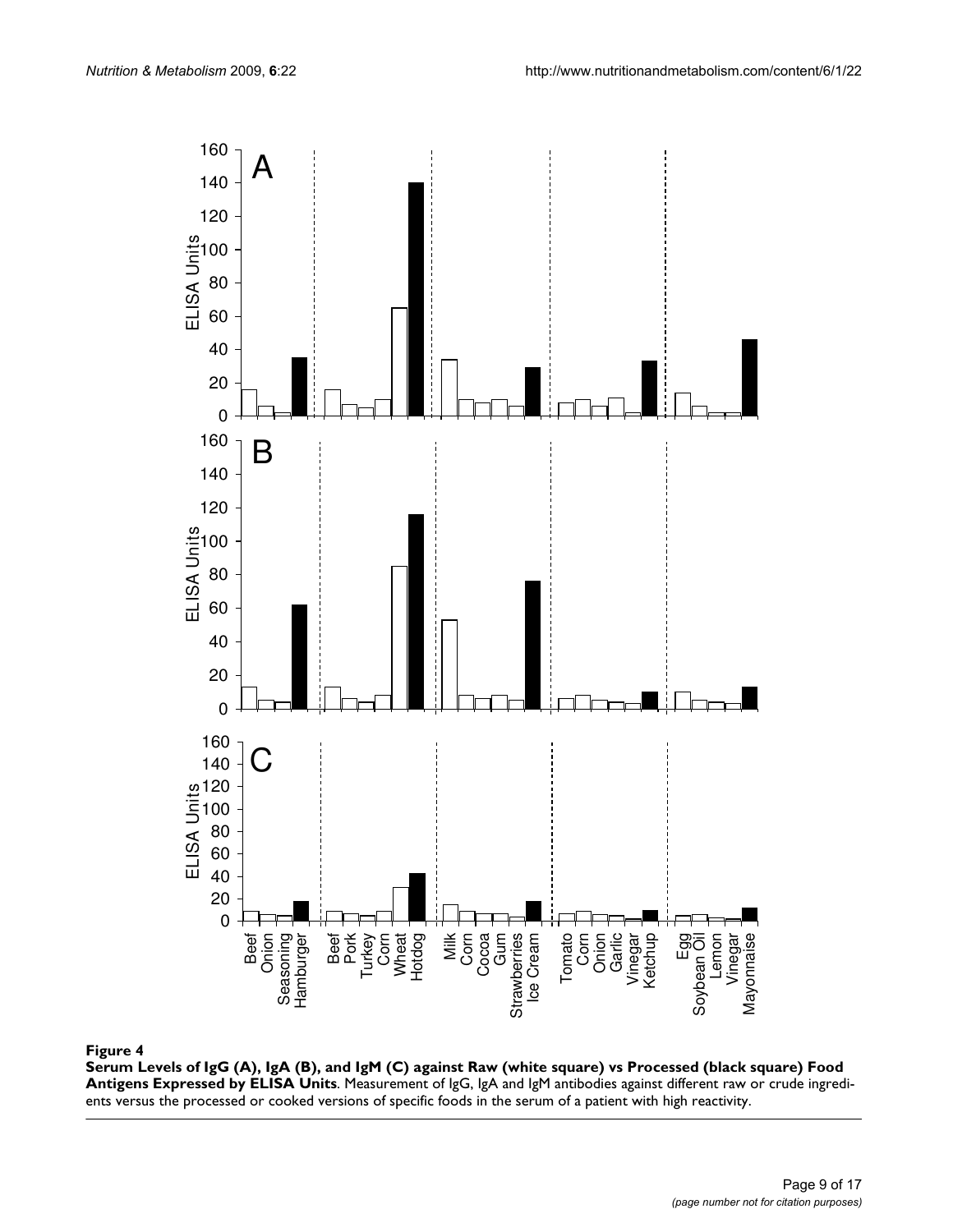**Figure 4**

**Serum Levels of IgG (A), IgA (B), and IgM (C) against Raw (white square) vs Processed (black square) Food Antigens Expressed by ELISA Units**. Measurement of IgG, IgA and IgM antibodies against different raw or crude ingredients versus the processed or cooked versions of specific foods in the serum of a patient with high reactivity.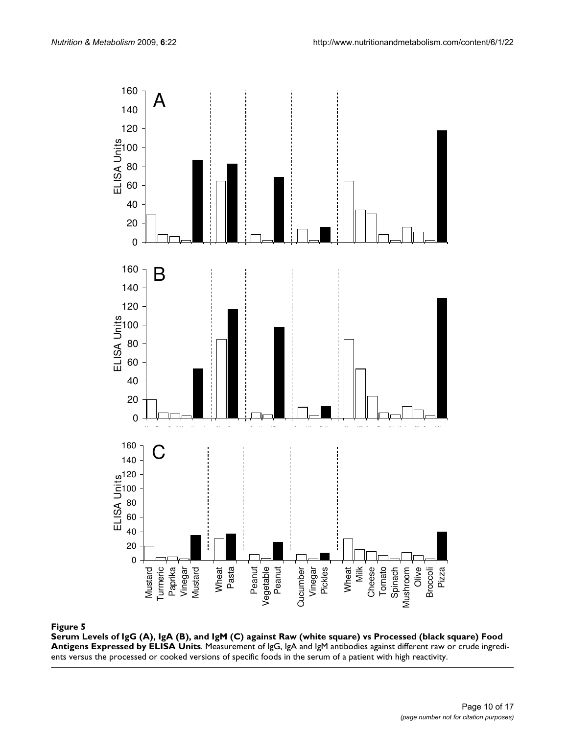**Figure 5**

**Serum Levels of IgG (A), IgA (B), and IgM (C) against Raw (white square) vs Processed (black square) Food Antigens Expressed by ELISA Units**. Measurement of IgG, IgA and IgM antibodies against different raw or crude ingredients versus the processed or cooked versions of specific foods in the serum of a patient with high reactivity.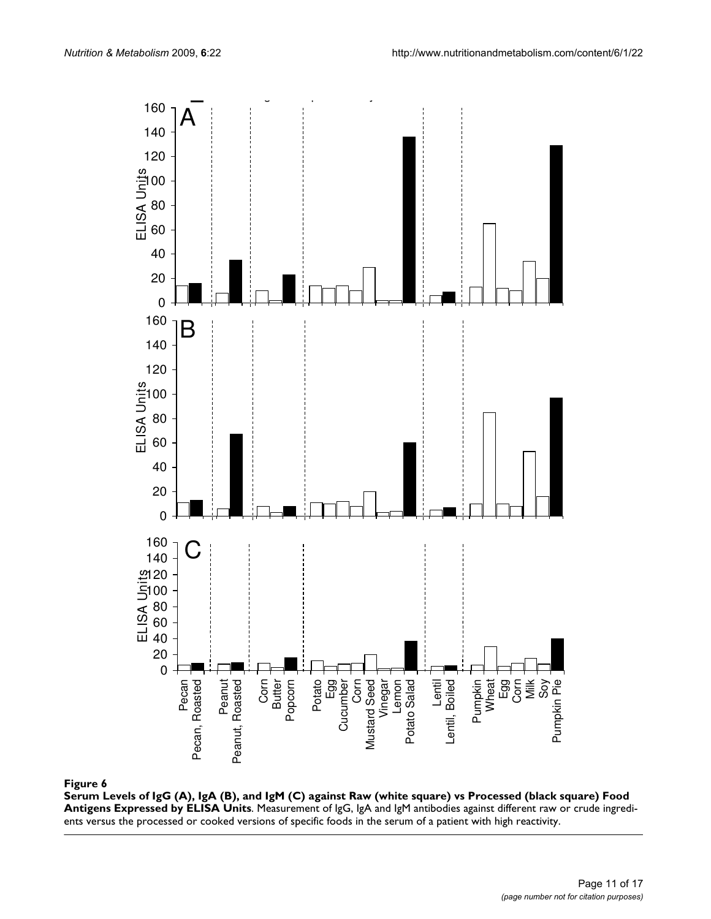**Figure 6**

**Serum Levels of IgG (A), IgA (B), and IgM (C) against Raw (white square) vs Processed (black square) Food Antigens Expressed by ELISA Units**. Measurement of IgG, IgA and IgM antibodies against different raw or crude ingredients versus the processed or cooked versions of specific foods in the serum of a patient with high reactivity.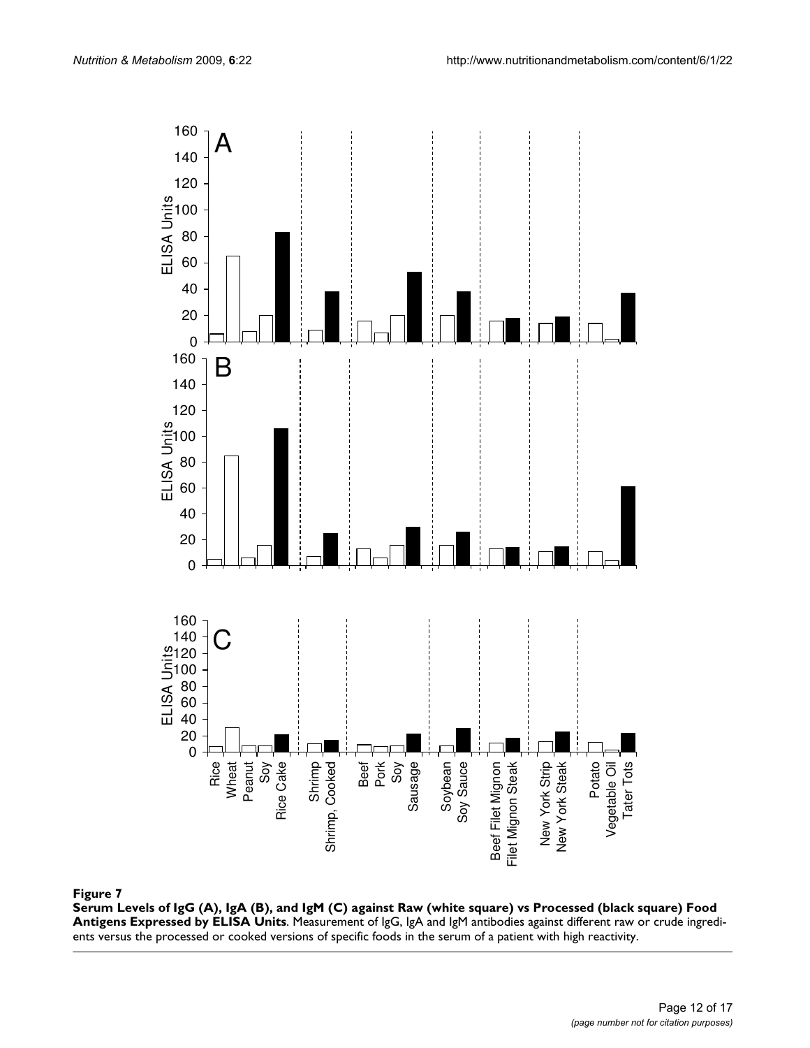**Figure 7**

**Serum Levels of IgG (A), IgA (B), and IgM (C) against Raw (white square) vs Processed (black square) Food Antigens Expressed by ELISA Units**. Measurement of IgG, IgA and IgM antibodies against different raw or crude ingredients versus the processed or cooked versions of specific foods in the serum of a patient with high reactivity.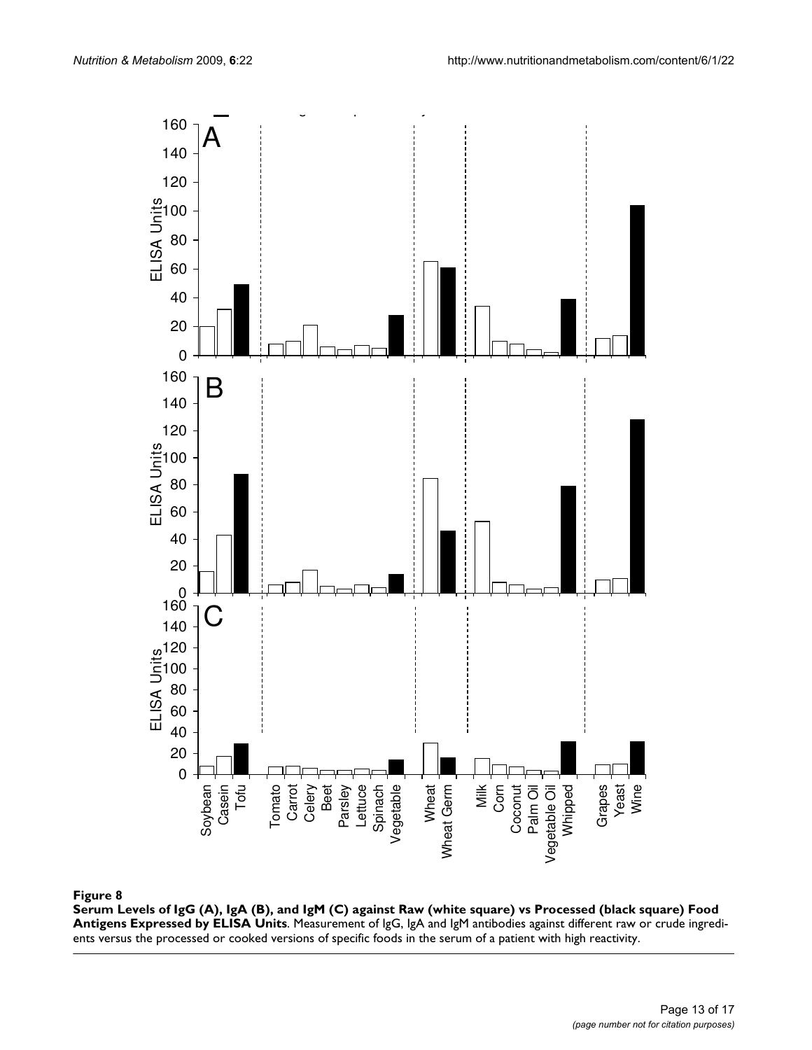**Figure 8**

**Serum Levels of IgG (A), IgA (B), and IgM (C) against Raw (white square) vs Processed (black square) Food Antigens Expressed by ELISA Units**. Measurement of IgG, IgA and IgM antibodies against different raw or crude ingredients versus the processed or cooked versions of specific foods in the serum of a patient with high reactivity.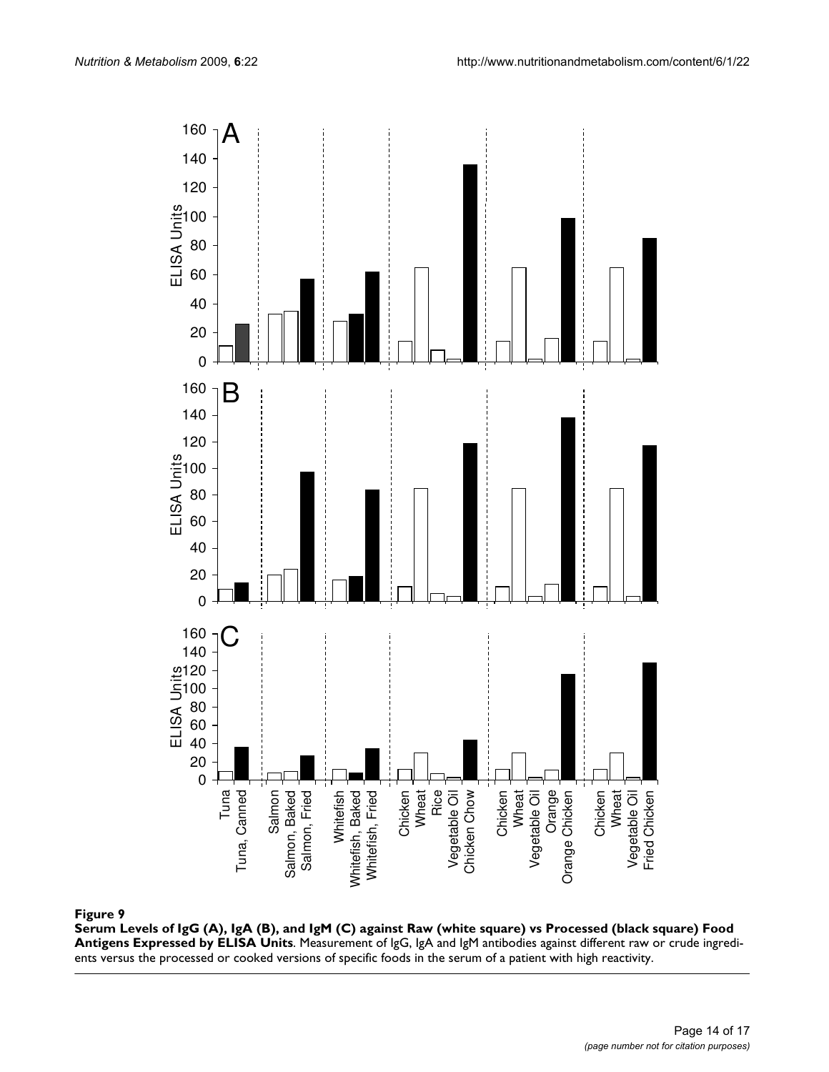**Figure 9**

**Serum Levels of IgG (A), IgA (B), and IgM (C) against Raw (white square) vs Processed (black square) Food Antigens Expressed by ELISA Units**. Measurement of IgG, IgA and IgM antibodies against different raw or crude ingredients versus the processed or cooked versions of specific foods in the serum of a patient with high reactivity.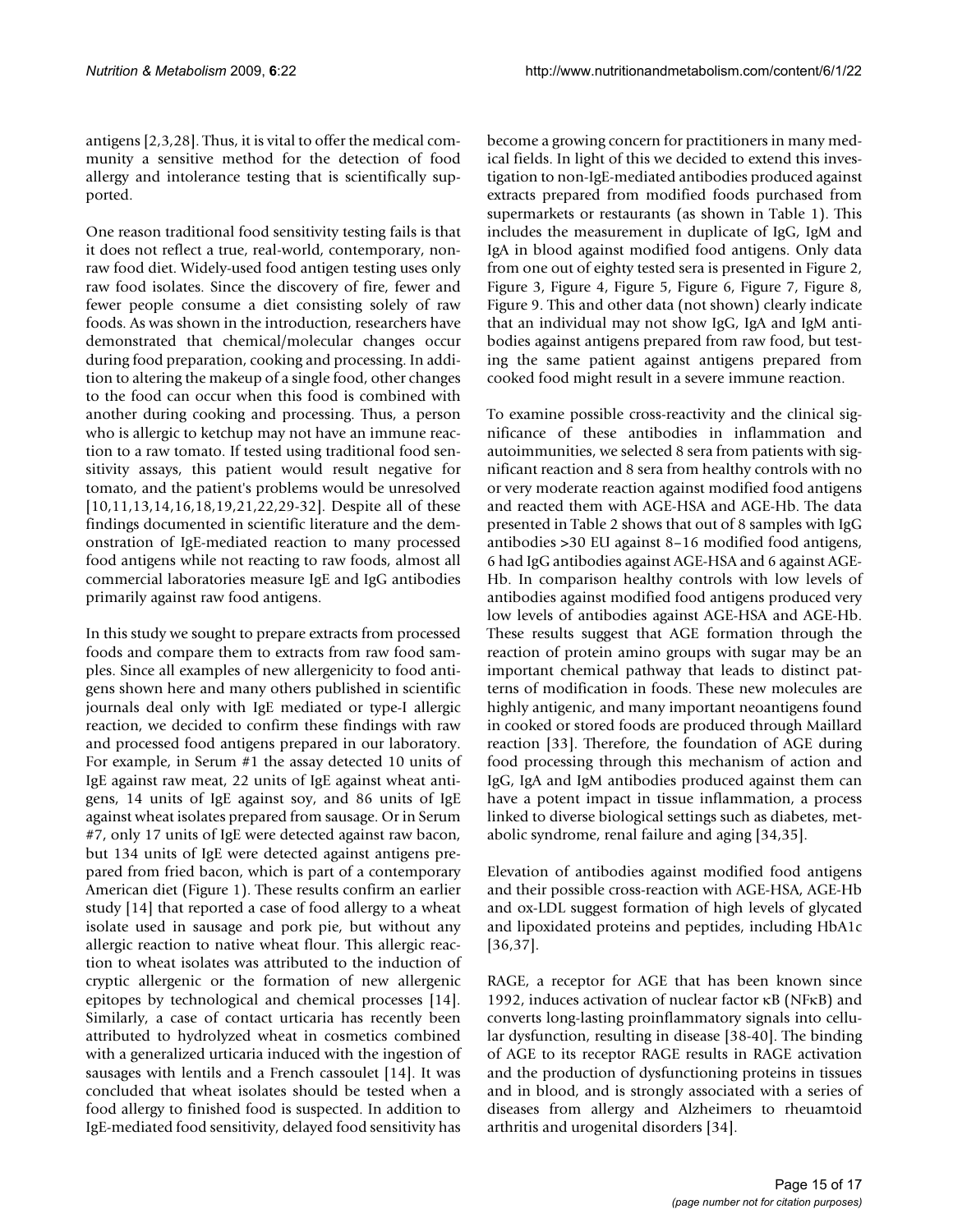antigens [2,3,28]. Thus, it is vital to offer the medical community a sensitive method for the detection of food allergy and intolerance testing that is scientifically supported.

One reason traditional food sensitivity testing fails is that it does not reflect a true, real-world, contemporary, non-raw food diet. Widely-used food antigen testing uses only raw food isolates. Since the discovery of fire, fewer and fewer people consume a diet consisting solely of raw foods. As was shown in the introduction, researchers have demonstrated that chemical/molecular changes occur during food preparation, cooking and processing. In addition to altering the makeup of a single food, other changes to the food can occur when this food is combined with another during cooking and processing. Thus, a person who is allergic to ketchup may not have an immune reaction to a raw tomato. If tested using traditional food sensitivity assays, this patient would result negative for tomato, and the patient's problems would be unresolved [10,11,13,14,16,18,19,21,22,29-32]. Despite all of these findings documented in scientific literature and the demonstration of IgE-mediated reaction to many processed food antigens while not reacting to raw foods, almost all commercial laboratories measure IgE and IgG antibodies primarily against raw food antigens.

In this study we sought to prepare extracts from processed foods and compare them to extracts from raw food samples. Since all examples of new allergenicity to food antigens shown here and many others published in scientific journals deal only with IgE mediated or type-I allergic reaction, we decided to confirm these findings with raw and processed food antigens prepared in our laboratory. For example, in Serum #1 the assay detected 10 units of IgE against raw meat, 22 units of IgE against wheat antigens, 14 units of IgE against soy, and 86 units of IgE against wheat isolates prepared from sausage. Or in Serum #7, only 17 units of IgE were detected against raw bacon, but 134 units of IgE were detected against antigens prepared from fried bacon, which is part of a contemporary American diet (Figure 1). These results confirm an earlier study [14] that reported a case of food allergy to a wheat isolate used in sausage and pork pie, but without any allergic reaction to native wheat flour. This allergic reaction to wheat isolates was attributed to the induction of cryptic allergenic or the formation of new allergenic epitopes by technological and chemical processes [14]. Similarly, a case of contact urticaria has recently been attributed to hydrolyzed wheat in cosmetics combined with a generalized urticaria induced with the ingestion of sausages with lentils and a French cassoulet [14]. It was concluded that wheat isolates should be tested when a food allergy to finished food is suspected. In addition to IgE-mediated food sensitivity, delayed food sensitivity has become a growing concern for practitioners in many medical fields. In light of this we decided to extend this investigation to non-IgE-mediated antibodies produced against extracts prepared from modified foods purchased from supermarkets or restaurants (as shown in Table 1). This includes the measurement in duplicate of IgG, IgM and IgA in blood against modified food antigens. Only data from one out of eighty tested sera is presented in Figure 2, Figure 3, Figure 4, Figure 5, Figure 6, Figure 7, Figure 8, Figure 9. This and other data (not shown) clearly indicate that an individual may not show IgG, IgA and IgM antibodies against antigens prepared from raw food, but testing the same patient against antigens prepared from cooked food might result in a severe immune reaction.

To examine possible cross-reactivity and the clinical significance of these antibodies in inflammation and autoimmunities, we selected 8 sera from patients with significant reaction and 8 sera from healthy controls with no or very moderate reaction against modified food antigens and reacted them with AGE-HSA and AGE-Hb. The data presented in Table 2 shows that out of 8 samples with IgG antibodies >30 EU against 8–16 modified food antigens, 6 had IgG antibodies against AGE-HSA and 6 against AGE-Hb. In comparison healthy controls with low levels of antibodies against modified food antigens produced very low levels of antibodies against AGE-HSA and AGE-Hb. These results suggest that AGE formation through the reaction of protein amino groups with sugar may be an important chemical pathway that leads to distinct patterns of modification in foods. These new molecules are highly antigenic, and many important neoantigens found in cooked or stored foods are produced through Maillard reaction [33]. Therefore, the foundation of AGE during food processing through this mechanism of action and IgG, IgA and IgM antibodies produced against them can have a potent impact in tissue inflammation, a process linked to diverse biological settings such as diabetes, metabolic syndrome, renal failure and aging [34,35].

Elevation of antibodies against modified food antigens and their possible cross-reaction with AGE-HSA, AGE-Hb and ox-LDL suggest formation of high levels of glycated and lipoxidated proteins and peptides, including HbA1c [36,37].

RAGE, a receptor for AGE that has been known since 1992, induces activation of nuclear factor κB (NFκB) and converts long-lasting proinflammatory signals into cellular dysfunction, resulting in disease [38-40]. The binding of AGE to its receptor RAGE results in RAGE activation and the production of dysfunctioning proteins in tissues and in blood, and is strongly associated with a series of diseases from allergy and Alzheimers to rheuamtoid arthritis and urogenital disorders [34].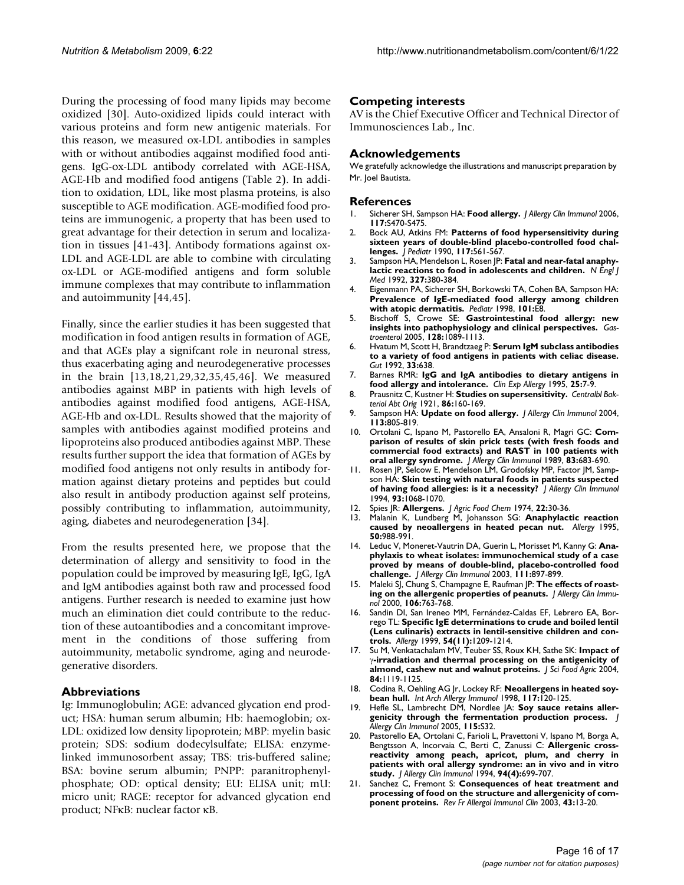During the processing of food many lipids may become oxidized [30]. Auto-oxidized lipids could interact with various proteins and form new antigenic materials. For this reason, we measured ox-LDL antibodies in samples with or without antibodies aqgainst modified food antigens. IgG-ox-LDL antibody correlated with AGE-HSA, AGE-Hb and modified food antigens (Table 2). In addition to oxidation, LDL, like most plasma proteins, is also susceptible to AGE modification. AGE-modified food proteins are immunogenic, a property that has been used to great advantage for their detection in serum and localization in tissues [41-43]. Antibody formations against ox-LDL and AGE-LDL are able to combine with circulating ox-LDL or AGE-modified antigens and form soluble immune complexes that may contribute to inflammation and autoimmunity [44,45].

Finally, since the earlier studies it has been suggested that modification in food antigen results in formation of AGE, and that AGEs play a signifcant role in neuronal stress, thus exacerbating aging and neurodegenerative processes in the brain [13,18,21,29,32,35,45,46]. We measured antibodies against MBP in patients with high levels of antibodies against modified food antigens, AGE-HSA, AGE-Hb and ox-LDL. Results showed that the majority of samples with antibodies against modified proteins and lipoproteins also produced antibodies against MBP. These results further support the idea that formation of AGEs by modified food antigens not only results in antibody formation against dietary proteins and peptides but could also result in antibody production against self proteins, possibly contributing to inflammation, autoimmunity, aging, diabetes and neurodegeneration [34].

From the results presented here, we propose that the determination of allergy and sensitivity to food in the population could be improved by measuring IgE, IgG, IgA and IgM antibodies against both raw and processed food antigens. Further research is needed to examine just how much an elimination diet could contribute to the reduction of these autoantibodies and a concomitant improvement in the conditions of those suffering from autoimmunity, metabolic syndrome, aging and neurodegenerative disorders.

## Abbreviations

Ig: Immunoglobulin; AGE: advanced glycation end product; HSA: human serum albumin; Hb: haemoglobin; ox-LDL: oxidized low density lipoprotein; MBP: myelin basic protein; SDS: sodium dodecylsulfate; ELISA: enzyme-linked immunosorbent assay; TBS: tris-buffered saline; BSA: bovine serum albumin; PNPP: paranitrophenylphosphate; OD: optical density; EU: ELISA unit; mU: micro unit; RAGE: receptor for advanced glycation end product; NFκB: nuclear factor κB.

## Competing interests

AV is the Chief Executive Officer and Technical Director of Immunosciences Lab., Inc.

## Acknowledgements

We gratefully acknowledge the illustrations and manuscript preparation by Mr. Joel Bautista.

## References

1. Sicherer SH, Sampson HA: **Food allergy.** *J Allergy Clin Immunol* 2006, **117:**S470-S475.
2. Bock AU, Atkins FM: **Patterns of food hypersensitivity during sixteen years of double-blind placebo-controlled food challenges.** *J Pediatr* 1990, **117:**561-567.
3. Sampson HA, Mendelson L, Rosen JP: **Fatal and near-fatal anaphylactic reactions to food in adolescents and children.** *N Engl J Med* 1992, **327:**380-384.
4. Eigenmann PA, Sicherer SH, Borkowski TA, Cohen BA, Sampson HA: **Prevalence of IgE-mediated food allergy among children with atopic dermatitis.** *Pediatr* 1998, **101:**E8.
5. Bischoff S, Crowe SE: **Gastrointestinal food allergy: new insights into pathophysiology and clinical perspectives.** *Gastroenterol* 2005, **128:**1089-1113.
6. Hvatum M, Scott H, Brandtzaeg P: **Serum IgM subclass antibodies to a variety of food antigens in patients with celiac disease.** *Gut* 1992, **33:**638.
7. Barnes RMR: **IgG and IgA antibodies to dietary antigens in food allergy and intolerance.** *Clin Exp Allergy* 1995, **25:**7-9.
8. Prausnitz C, Kustner H: **Studies on supersensitivity.** *Centralbl Bakteriol Abt Orig* 1921, **86:**160-169.
9. Sampson HA: **Update on food allergy.** *J Allergy Clin Immunol* 2004, **113:**805-819.
10. Ortolani C, Ispano M, Pastorello EA, Ansaloni R, Magri GC: **Comparison of results of skin prick tests (with fresh foods and commercial food extracts) and RAST in 100 patients with oral allergy syndrome.** *J Allergy Clin Immunol* 1989, **83:**683-690.
11. Rosen JP, Selcow E, Mendelson LM, Grodofsky MP, Factor JM, Sampson HA: **Skin testing with natural foods in patients suspected of having food allergies: is it a necessity?** *J Allergy Clin Immunol* 1994, **93:**1068-1070.
12. Spies JR: **Allergens.** *J Agric Food Chem* 1974, **22:**30-36.
13. Malanin K, Lundberg M, Johansson SG: **Anaphylactic reaction caused by neoallergens in heated pecan nut.** *Allergy* 1995, **50:**988-991.
14. Leduc V, Moneret-Vautrin DA, Guerin L, Morisset M, Kanny G: **Anaphylaxis to wheat isolates: immunochemical study of a case proved by means of double-blind, placebo-controlled food challenge.** *J Allergy Clin Immunol* 2003, **111:**897-899.
15. Maleki SJ, Chung S, Champagne E, Raufman JP: **The effects of roasting on the allergenic properties of peanuts.** *J Allergy Clin Immunol* 2000, **106:**763-768.
16. Sandin DI, San Ireneo MM, Fernández-Caldas EF, Lebrero EA, Borrego TL: **Specific IgE determinations to crude and boiled lentil (Lens culinaris) extracts in lentil-sensitive children and controls.** *Allergy* 1999, **54(11):**1209-1214.
17. Su M, Venkatachalam MV, Teuber SS, Roux KH, Sathe SK: **Impact of γ-irradiation and thermal processing on the antigenicity of almond, cashew nut and walnut proteins.** *J Sci Food Agric* 2004, **84:**1119-1125.
18. Codina R, Oehling AG Jr, Lockey RF: **Neoallergens in heated soybean hull.** *Int Arch Allergy Immunol* 1998, **117:**120-125.
19. Hefle SL, Lambrecht DM, Nordlee JA: **Soy sauce retains allergenicity through the fermentation production process.** *J Allergy Clin Immunol* 2005, **115:**S32.
20. Pastorello EA, Ortolani C, Farioli L, Pravettoni V, Ispano M, Borga A, Bengtsson A, Incorvaia C, Berti C, Zanussi C: **Allergenic cross-reactivity among peach, apricot, plum, and cherry in patients with oral allergy syndrome: an in vivo and in vitro study.** *J Allergy Clin Immunol* 1994, **94(4):**699-707.
21. Sanchez C, Fremont S: **Consequences of heat treatment and processing of food on the structure and allergenicity of component proteins.** *Rev Fr Allergol Immunol Clin* 2003, **43:**13-20.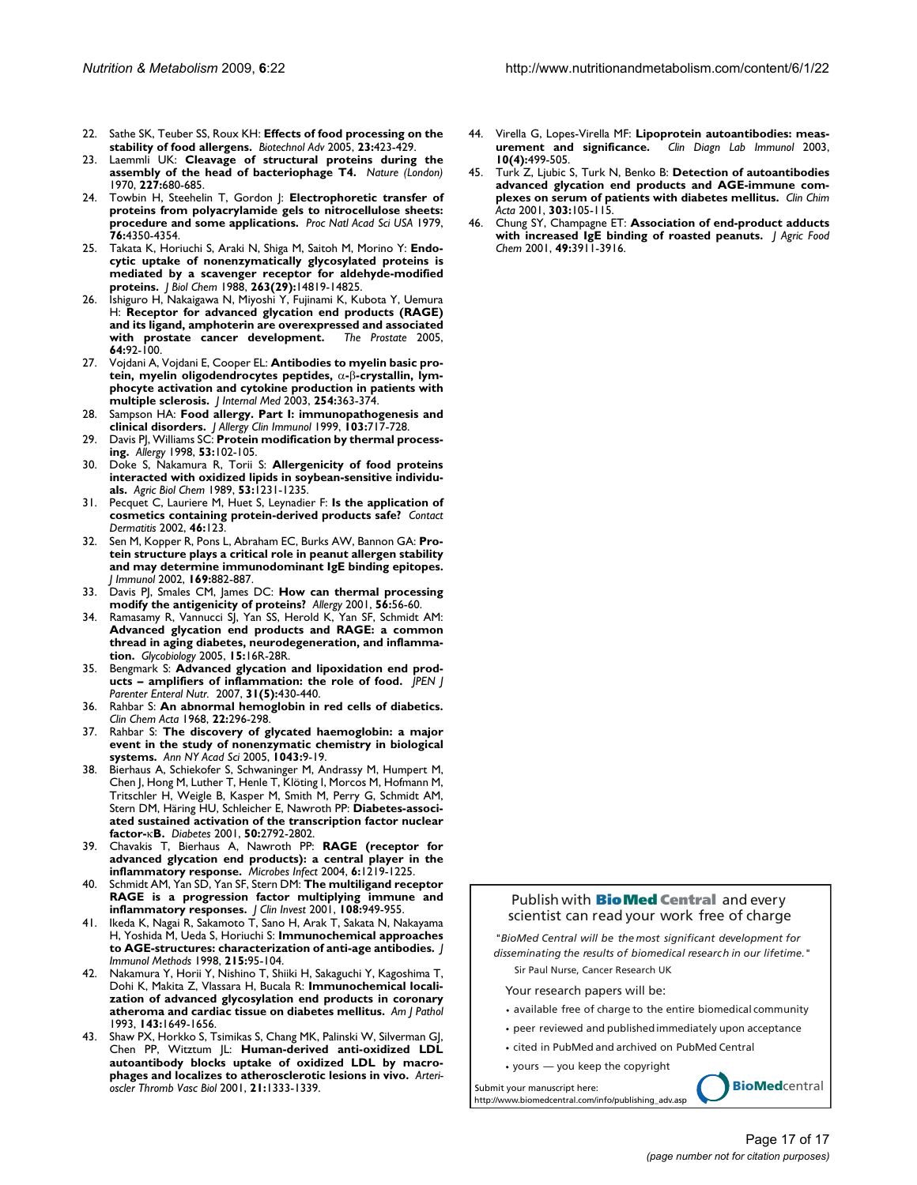22. Sathe SK, Teuber SS, Roux KH: **Effects of food processing on the stability of food allergens.** *Biotechnol Adv* 2005, **23:**423-429.
23. Laemmli UK: **Cleavage of structural proteins during the assembly of the head of bacteriophage T4.** *Nature (London)* 1970, **227:**680-685.
24. Towbin H, Steehelin T, Gordon J: **Electrophoretic transfer of proteins from polyacrylamide gels to nitrocellulose sheets: procedure and some applications.** *Proc Natl Acad Sci USA* 1979, **76:**4350-4354.
25. Takata K, Horiuchi S, Araki N, Shiga M, Saitoh M, Morino Y: **Endocytic uptake of nonenzymatically glycosylated proteins is mediated by a scavenger receptor for aldehyde-modified proteins.** *J Biol Chem* 1988, **263(29):**14819-14825.
26. Ishiguro H, Nakaigawa N, Miyoshi Y, Fujinami K, Kubota Y, Uemura H: **Receptor for advanced glycation end products (RAGE) and its ligand, amphoterin are overexpressed and associated with prostate cancer development.** *The Prostate* 2005, **64:**92-100.
27. Vojdani A, Vojdani E, Cooper EL: **Antibodies to myelin basic protein, myelin oligodendrocytes peptides, α-β-crystallin, lymphocyte activation and cytokine production in patients with multiple sclerosis.** *J Internal Med* 2003, **254:**363-374.
28. Sampson HA: **Food allergy. Part I: immunopathogenesis and clinical disorders.** *J Allergy Clin Immunol* 1999, **103:**717-728.
29. Davis PJ, Williams SC: **Protein modification by thermal processing.** *Allergy* 1998, **53:**102-105.
30. Doke S, Nakamura R, Torii S: **Allergenicity of food proteins interacted with oxidized lipids in soybean-sensitive individuals.** *Agric Biol Chem* 1989, **53:**1231-1235.
31. Pecquet C, Lauriere M, Huet S, Leynadier F: **Is the application of cosmetics containing protein-derived products safe?** *Contact Dermatitis* 2002, **46:**123.
32. Sen M, Kopper R, Pons L, Abraham EC, Burks AW, Bannon GA: **Protein structure plays a critical role in peanut allergen stability and may determine immunodominant IgE binding epitopes.** *J Immunol* 2002, **169:**882-887.
33. Davis PJ, Smales CM, James DC: **How can thermal processing modify the antigenicity of proteins?** *Allergy* 2001, **56:**56-60.
34. Ramasamy R, Vannucci SJ, Yan SS, Herold K, Yan SF, Schmidt AM: **Advanced glycation end products and RAGE: a common thread in aging diabetes, neurodegeneration, and inflammation.** *Glycobiology* 2005, **15:**16R-28R.
35. Bengmark S: **Advanced glycation and lipoxidation end products – amplifiers of inflammation: the role of food.** *JPEN J Parenter Enteral Nutr.* 2007, **31(5):**430-440.
36. Rahbar S: **An abnormal hemoglobin in red cells of diabetics.** *Clin Chem Acta* 1968, **22:**296-298.
37. Rahbar S: **The discovery of glycated haemoglobin: a major event in the study of nonenzymatic chemistry in biological systems.** *Ann NY Acad Sci* 2005, **1043:**9-19.
38. Bierhaus A, Schiekofer S, Schwaninger M, Andrassy M, Humpert M, Chen J, Hong M, Luther T, Henle T, Klöting I, Morcos M, Hofmann M, Tritschler H, Weigle B, Kasper M, Smith M, Perry G, Schmidt AM, Stern DM, Häring HU, Schleicher E, Nawroth PP: **Diabetes-associated sustained activation of the transcription factor nuclear factor-κB.** *Diabetes* 2001, **50:**2792-2802.
39. Chavakis T, Bierhaus A, Nawroth PP: **RAGE (receptor for advanced glycation end products): a central player in the inflammatory response.** *Microbes Infect* 2004, **6:**1219-1225.
40. Schmidt AM, Yan SD, Yan SF, Stern DM: **The multiligand receptor RAGE is a progression factor multiplying immune and inflammatory responses.** *J Clin Invest* 2001, **108:**949-955.
41. Ikeda K, Nagai R, Sakamoto T, Sano H, Arak T, Sakata N, Nakayama H, Yoshida M, Ueda S, Horiuchi S: **Immunochemical approaches to AGE-structures: characterization of anti-age antibodies.** *J Immunol Methods* 1998, **215:**95-104.
42. Nakamura Y, Horii Y, Nishino T, Shiiki H, Sakaguchi Y, Kagoshima T, Dohi K, Makita Z, Vlassara H, Bucala R: **Immunochemical localization of advanced glycosylation end products in coronary atheroma and cardiac tissue on diabetes mellitus.** *Am J Pathol* 1993, **143:**1649-1656.
43. Shaw PX, Horkko S, Tsimikas S, Chang MK, Palinski W, Silverman GJ, Chen PP, Witztum JL: **Human-derived anti-oxidized LDL autoantibody blocks uptake of oxidized LDL by macrophages and localizes to atherosclerotic lesions in vivo.** *Arterioscler Thromb Vasc Biol* 2001, **21:**1333-1339.
44. Virella G, Lopes-Virella MF: **Lipoprotein autoantibodies: measurement and significance.** *Clin Diagn Lab Immunol* 2003, **10(4):**499-505.
45. Turk Z, Ljubic S, Turk N, Benko B: **Detection of autoantibodies advanced glycation end products and AGE-immune complexes on serum of patients with diabetes mellitus.** *Clin Chim Acta* 2001, **303:**105-115.
46. Chung SY, Champagne ET: **Association of end-product adducts with increased IgE binding of roasted peanuts.** *J Agric Food Chem* 2001, **49:**3911-3916.

Publish with **BioMed Central** and every scientist can read your work free of charge

*"BioMed Central will be the most significant development for disseminating the results of biomedical research in our lifetime."*

Sir Paul Nurse, Cancer Research UK

Your research papers will be:

- available free of charge to the entire biomedical community
- peer reviewed and published immediately upon acceptance
- cited in PubMed and archived on PubMed Central
- yours — you keep the copyright

Submit your manuscript here:
http://www.biomedcentral.com/info/publishing_adv.asp

BioMedcentral